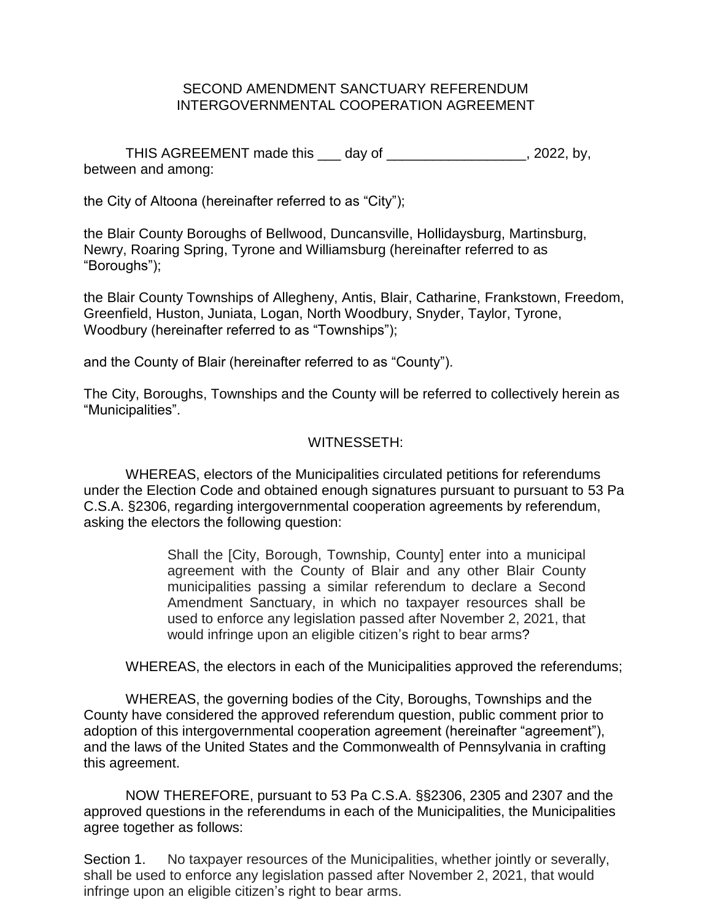# SECOND AMENDMENT SANCTUARY REFERENDUM INTERGOVERNMENTAL COOPERATION AGREEMENT

THIS AGREEMENT made this ___ day of __________________, 2022, by, between and among:

the City of Altoona (hereinafter referred to as "City");

the Blair County Boroughs of Bellwood, Duncansville, Hollidaysburg, Martinsburg, Newry, Roaring Spring, Tyrone and Williamsburg (hereinafter referred to as "Boroughs");

the Blair County Townships of Allegheny, Antis, Blair, Catharine, Frankstown, Freedom, Greenfield, Huston, Juniata, Logan, North Woodbury, Snyder, Taylor, Tyrone, Woodbury (hereinafter referred to as "Townships");

and the County of Blair (hereinafter referred to as "County").

The City, Boroughs, Townships and the County will be referred to collectively herein as "Municipalities".

## WITNESSETH:

WHEREAS, electors of the Municipalities circulated petitions for referendums under the Election Code and obtained enough signatures pursuant to pursuant to 53 Pa C.S.A. §2306, regarding intergovernmental cooperation agreements by referendum, asking the electors the following question:

> Shall the [City, Borough, Township, County] enter into a municipal agreement with the County of Blair and any other Blair County municipalities passing a similar referendum to declare a Second Amendment Sanctuary, in which no taxpayer resources shall be used to enforce any legislation passed after November 2, 2021, that would infringe upon an eligible citizen's right to bear arms?

WHEREAS, the electors in each of the Municipalities approved the referendums;

WHEREAS, the governing bodies of the City, Boroughs, Townships and the County have considered the approved referendum question, public comment prior to adoption of this intergovernmental cooperation agreement (hereinafter "agreement"), and the laws of the United States and the Commonwealth of Pennsylvania in crafting this agreement.

NOW THEREFORE, pursuant to 53 Pa C.S.A. §§2306, 2305 and 2307 and the approved questions in the referendums in each of the Municipalities, the Municipalities agree together as follows:

Section 1. No taxpayer resources of the Municipalities, whether jointly or severally, shall be used to enforce any legislation passed after November 2, 2021, that would infringe upon an eligible citizen's right to bear arms.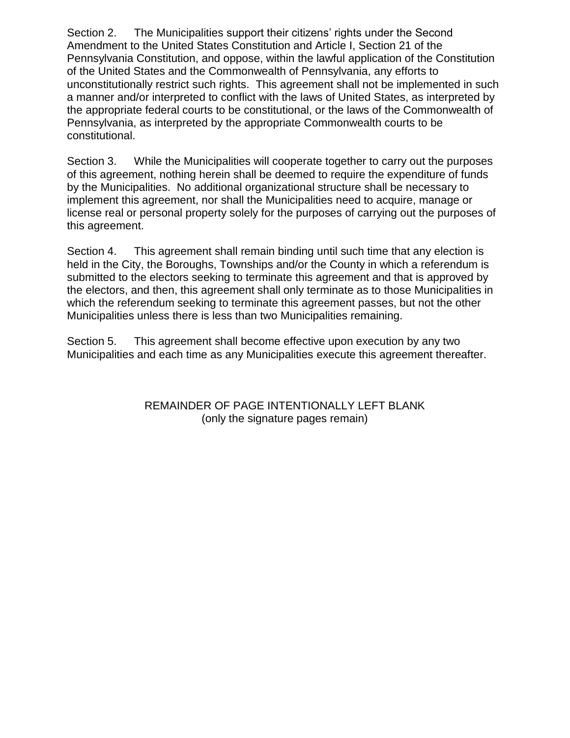Section 2. The Municipalities support their citizens' rights under the Second Amendment to the United States Constitution and Article I, Section 21 of the Pennsylvania Constitution, and oppose, within the lawful application of the Constitution of the United States and the Commonwealth of Pennsylvania, any efforts to unconstitutionally restrict such rights. This agreement shall not be implemented in such a manner and/or interpreted to conflict with the laws of United States, as interpreted by the appropriate federal courts to be constitutional, or the laws of the Commonwealth of Pennsylvania, as interpreted by the appropriate Commonwealth courts to be constitutional.

Section 3. While the Municipalities will cooperate together to carry out the purposes of this agreement, nothing herein shall be deemed to require the expenditure of funds by the Municipalities. No additional organizational structure shall be necessary to implement this agreement, nor shall the Municipalities need to acquire, manage or license real or personal property solely for the purposes of carrying out the purposes of this agreement.

Section 4. This agreement shall remain binding until such time that any election is held in the City, the Boroughs, Townships and/or the County in which a referendum is submitted to the electors seeking to terminate this agreement and that is approved by the electors, and then, this agreement shall only terminate as to those Municipalities in which the referendum seeking to terminate this agreement passes, but not the other Municipalities unless there is less than two Municipalities remaining.

Section 5. This agreement shall become effective upon execution by any two Municipalities and each time as any Municipalities execute this agreement thereafter.

REMAINDER OF PAGE INTENTIONALLY LEFT BLANK
(only the signature pages remain)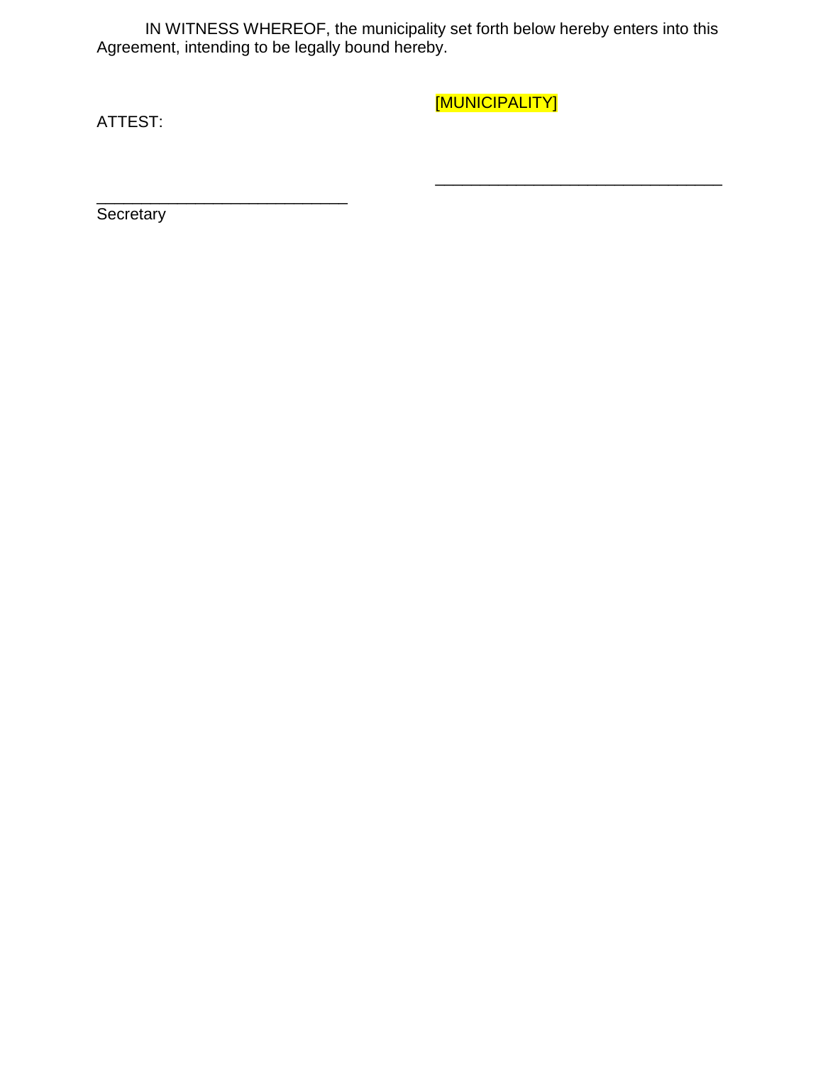IN WITNESS WHEREOF, the municipality set forth below hereby enters into this Agreement, intending to be legally bound hereby.

[MUNICIPALITY]

ATTEST:

_______________________________

_____________________________
Secretary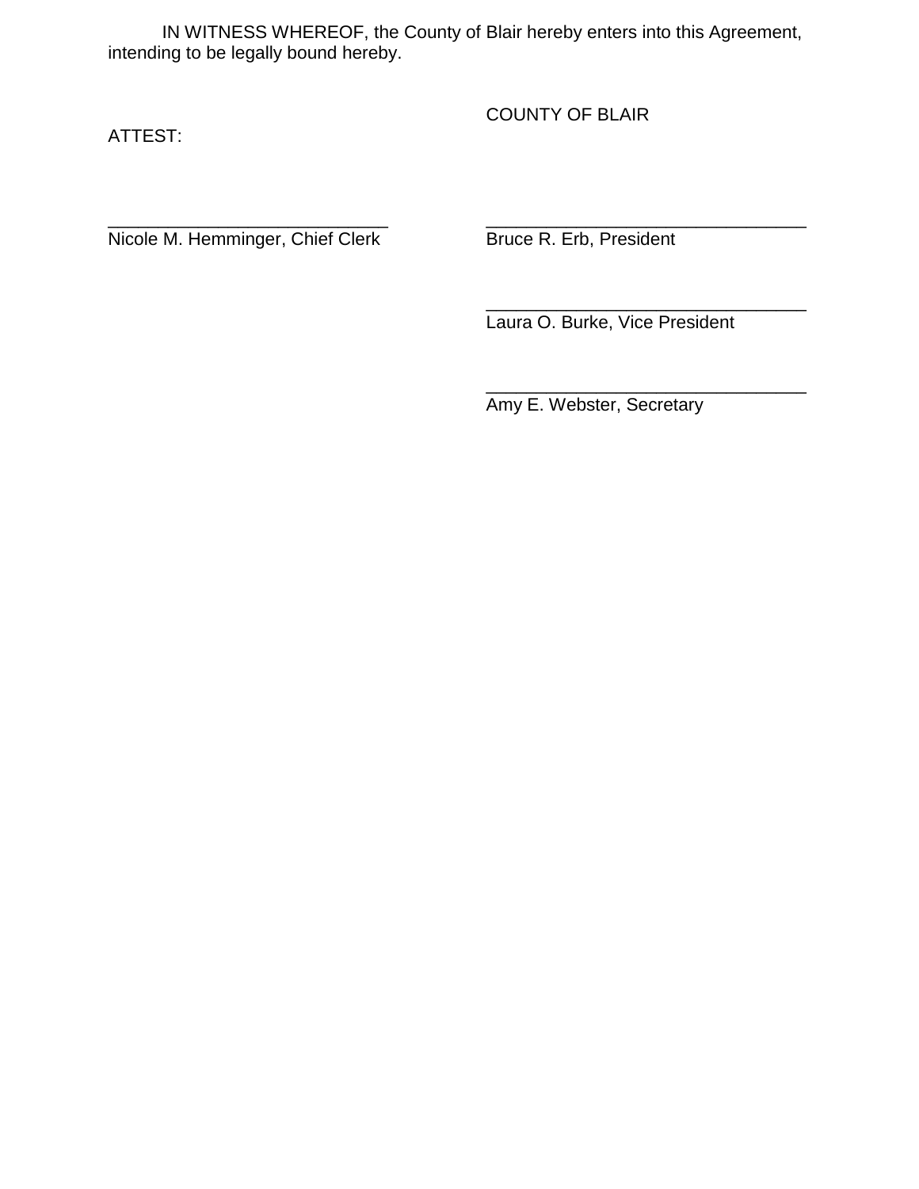IN WITNESS WHEREOF, the County of Blair hereby enters into this Agreement, intending to be legally bound hereby.

ATTEST:

COUNTY OF BLAIR

_____________________________
Nicole M. Hemminger, Chief Clerk

_________________________________
Bruce R. Erb, President

_________________________________
Laura O. Burke, Vice President

_________________________________
Amy E. Webster, Secretary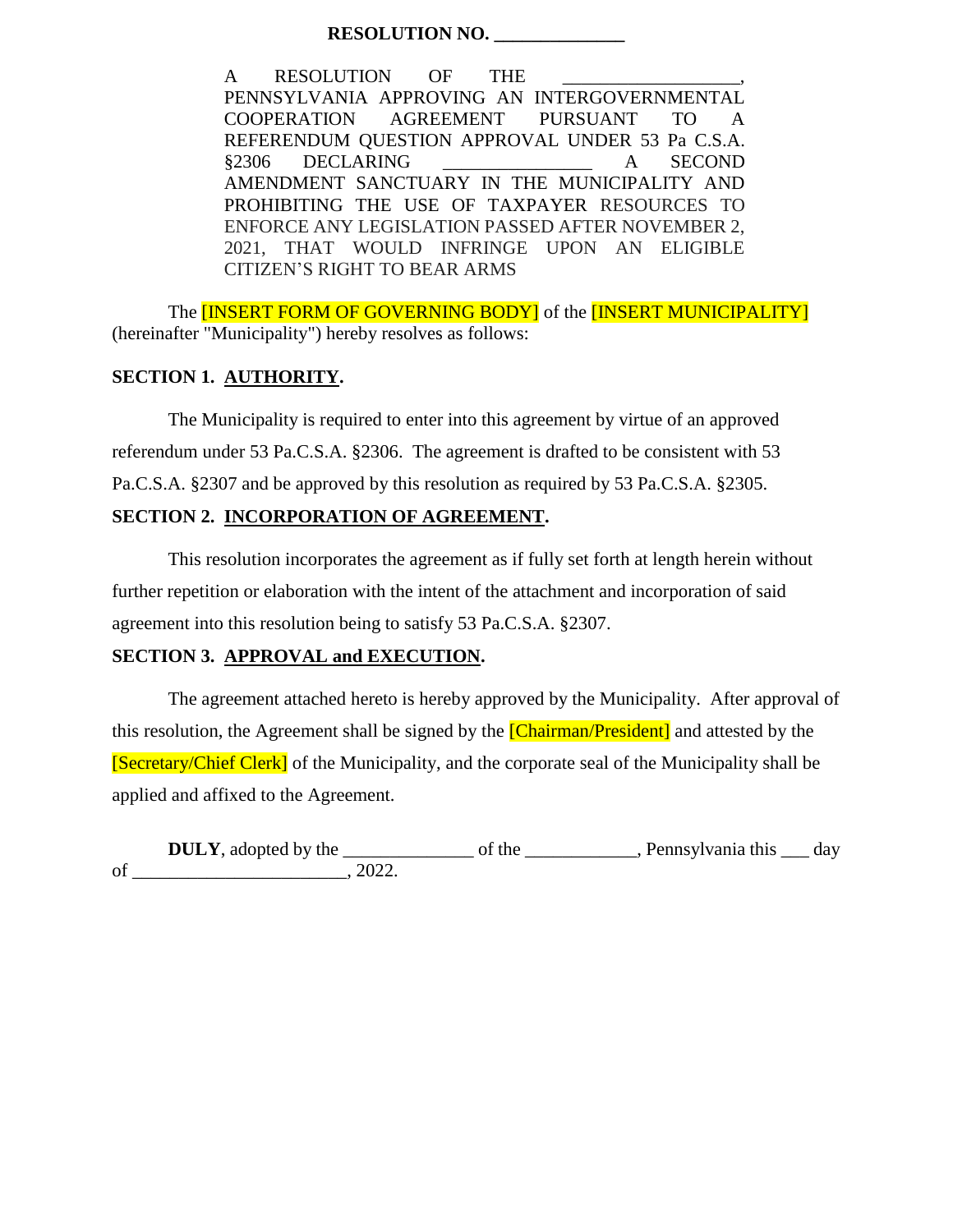**RESOLUTION NO. _____________**

A RESOLUTION OF THE __________________, PENNSYLVANIA APPROVING AN INTERGOVERNMENTAL COOPERATION AGREEMENT PURSUANT TO A REFERENDUM QUESTION APPROVAL UNDER 53 Pa C.S.A. §2306 DECLARING _______________ A SECOND AMENDMENT SANCTUARY IN THE MUNICIPALITY AND PROHIBITING THE USE OF TAXPAYER RESOURCES TO ENFORCE ANY LEGISLATION PASSED AFTER NOVEMBER 2, 2021, THAT WOULD INFRINGE UPON AN ELIGIBLE CITIZEN'S RIGHT TO BEAR ARMS

The [INSERT FORM OF GOVERNING BODY] of the [INSERT MUNICIPALITY] (hereinafter "Municipality") hereby resolves as follows:

**SECTION 1. AUTHORITY.**

The Municipality is required to enter into this agreement by virtue of an approved referendum under 53 Pa.C.S.A. §2306. The agreement is drafted to be consistent with 53 Pa.C.S.A. §2307 and be approved by this resolution as required by 53 Pa.C.S.A. §2305.

**SECTION 2. INCORPORATION OF AGREEMENT.**

This resolution incorporates the agreement as if fully set forth at length herein without further repetition or elaboration with the intent of the attachment and incorporation of said agreement into this resolution being to satisfy 53 Pa.C.S.A. §2307.

**SECTION 3. APPROVAL and EXECUTION.**

The agreement attached hereto is hereby approved by the Municipality. After approval of this resolution, the Agreement shall be signed by the [Chairman/President] and attested by the [Secretary/Chief Clerk] of the Municipality, and the corporate seal of the Municipality shall be applied and affixed to the Agreement.

**DULY**, adopted by the _____________ of the ____________, Pennsylvania this ___ day of ______________________, 2022.